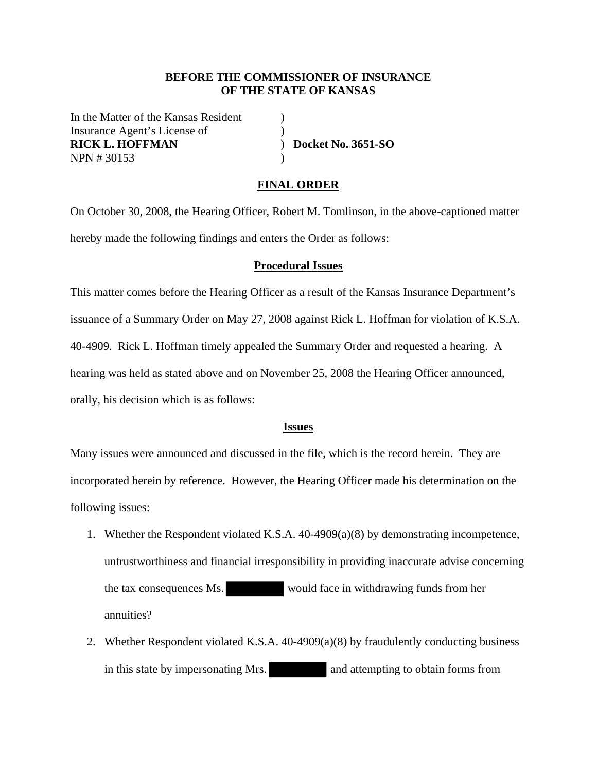**BEFORE THE COMMISSIONER OF INSURANCE**
**OF THE STATE OF KANSAS**

In the Matter of the Kansas Resident )
Insurance Agent's License of )
**RICK L. HOFFMAN** ) **Docket No. 3651-SO**
NPN # 30153 )

## FINAL ORDER

On October 30, 2008, the Hearing Officer, Robert M. Tomlinson, in the above-captioned matter hereby made the following findings and enters the Order as follows:

## Procedural Issues

This matter comes before the Hearing Officer as a result of the Kansas Insurance Department's issuance of a Summary Order on May 27, 2008 against Rick L. Hoffman for violation of K.S.A. 40-4909. Rick L. Hoffman timely appealed the Summary Order and requested a hearing. A hearing was held as stated above and on November 25, 2008 the Hearing Officer announced, orally, his decision which is as follows:

## Issues

Many issues were announced and discussed in the file, which is the record herein. They are incorporated herein by reference. However, the Hearing Officer made his determination on the following issues:

1. Whether the Respondent violated K.S.A. 40-4909(a)(8) by demonstrating incompetence, untrustworthiness and financial irresponsibility in providing inaccurate advise concerning the tax consequences Ms. [REDACTED] would face in withdrawing funds from her annuities?
2. Whether Respondent violated K.S.A. 40-4909(a)(8) by fraudulently conducting business in this state by impersonating Mrs. [REDACTED] and attempting to obtain forms from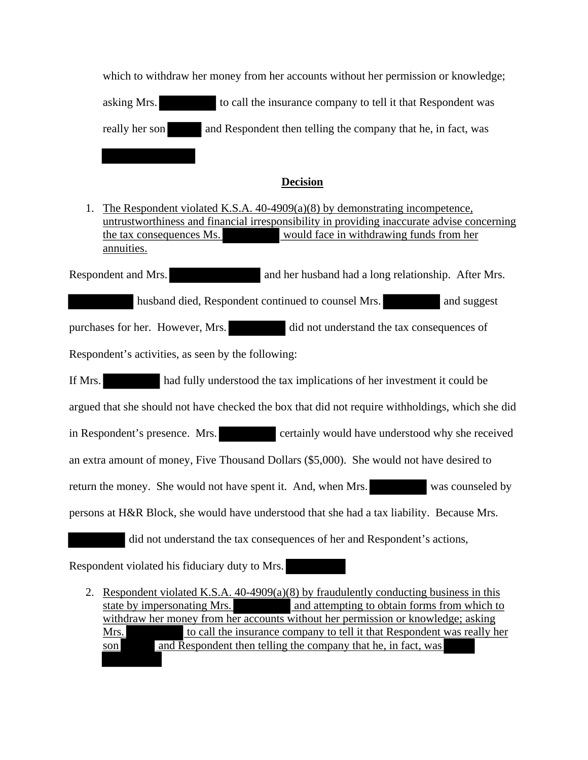which to withdraw her money from her accounts without her permission or knowledge; asking Mrs. ██████ to call the insurance company to tell it that Respondent was really her son ████ and Respondent then telling the company that he, in fact, was ████████

## Decision

1. <u>The Respondent violated K.S.A. 40-4909(a)(8) by demonstrating incompetence, untrustworthiness and financial irresponsibility in providing inaccurate advise concerning the tax consequences Ms. ██████ would face in withdrawing funds from her annuities.</u>

Respondent and Mrs. ████████ and her husband had a long relationship. After Mrs. ██████ husband died, Respondent continued to counsel Mrs. ██████ and suggest purchases for her. However, Mrs. ██████ did not understand the tax consequences of Respondent's activities, as seen by the following:

If Mrs. ██████ had fully understood the tax implications of her investment it could be argued that she should not have checked the box that did not require withholdings, which she did in Respondent's presence. Mrs. ██████ certainly would have understood why she received an extra amount of money, Five Thousand Dollars ($5,000). She would not have desired to return the money. She would not have spent it. And, when Mrs. ██████ was counseled by persons at H&R Block, she would have understood that she had a tax liability. Because Mrs. ██████ did not understand the tax consequences of her and Respondent's actions, Respondent violated his fiduciary duty to Mrs. ██████

2. <u>Respondent violated K.S.A. 40-4909(a)(8) by fraudulently conducting business in this state by impersonating Mrs. ██████ and attempting to obtain forms from which to withdraw her money from her accounts without her permission or knowledge; asking Mrs. ██████ to call the insurance company to tell it that Respondent was really her son ████ and Respondent then telling the company that he, in fact, was ████ ██████</u>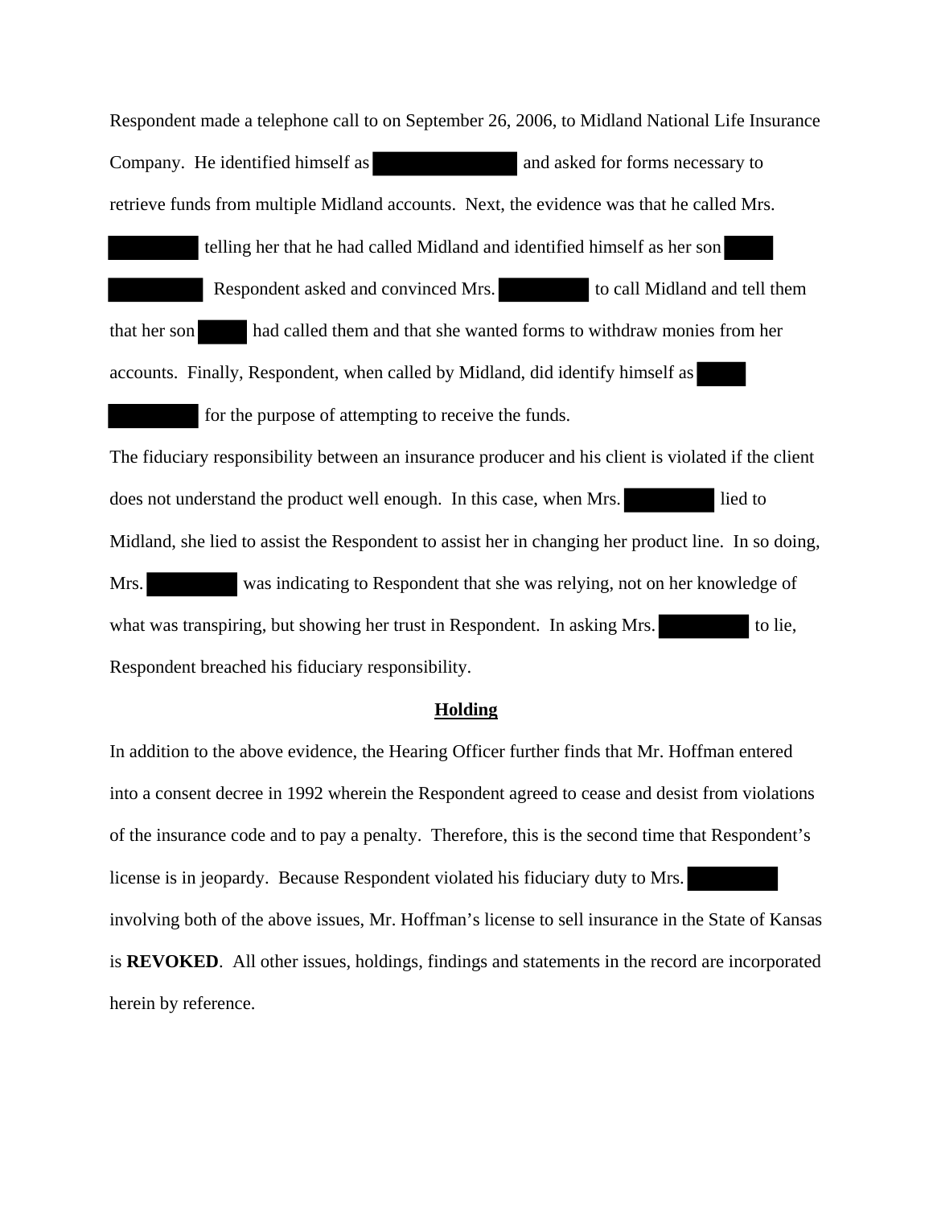Respondent made a telephone call to on September 26, 2006, to Midland National Life Insurance Company. He identified himself as [REDACTED] and asked for forms necessary to retrieve funds from multiple Midland accounts. Next, the evidence was that he called Mrs. [REDACTED] telling her that he had called Midland and identified himself as her son [REDACTED] [REDACTED] Respondent asked and convinced Mrs. [REDACTED] to call Midland and tell them that her son [REDACTED] had called them and that she wanted forms to withdraw monies from her accounts. Finally, Respondent, when called by Midland, did identify himself as [REDACTED] [REDACTED] for the purpose of attempting to receive the funds.

The fiduciary responsibility between an insurance producer and his client is violated if the client does not understand the product well enough. In this case, when Mrs. [REDACTED] lied to Midland, she lied to assist the Respondent to assist her in changing her product line. In so doing, Mrs. [REDACTED] was indicating to Respondent that she was relying, not on her knowledge of what was transpiring, but showing her trust in Respondent. In asking Mrs. [REDACTED] to lie, Respondent breached his fiduciary responsibility.

## Holding

In addition to the above evidence, the Hearing Officer further finds that Mr. Hoffman entered into a consent decree in 1992 wherein the Respondent agreed to cease and desist from violations of the insurance code and to pay a penalty. Therefore, this is the second time that Respondent's license is in jeopardy. Because Respondent violated his fiduciary duty to Mrs. [REDACTED] involving both of the above issues, Mr. Hoffman's license to sell insurance in the State of Kansas is **REVOKED**. All other issues, holdings, findings and statements in the record are incorporated herein by reference.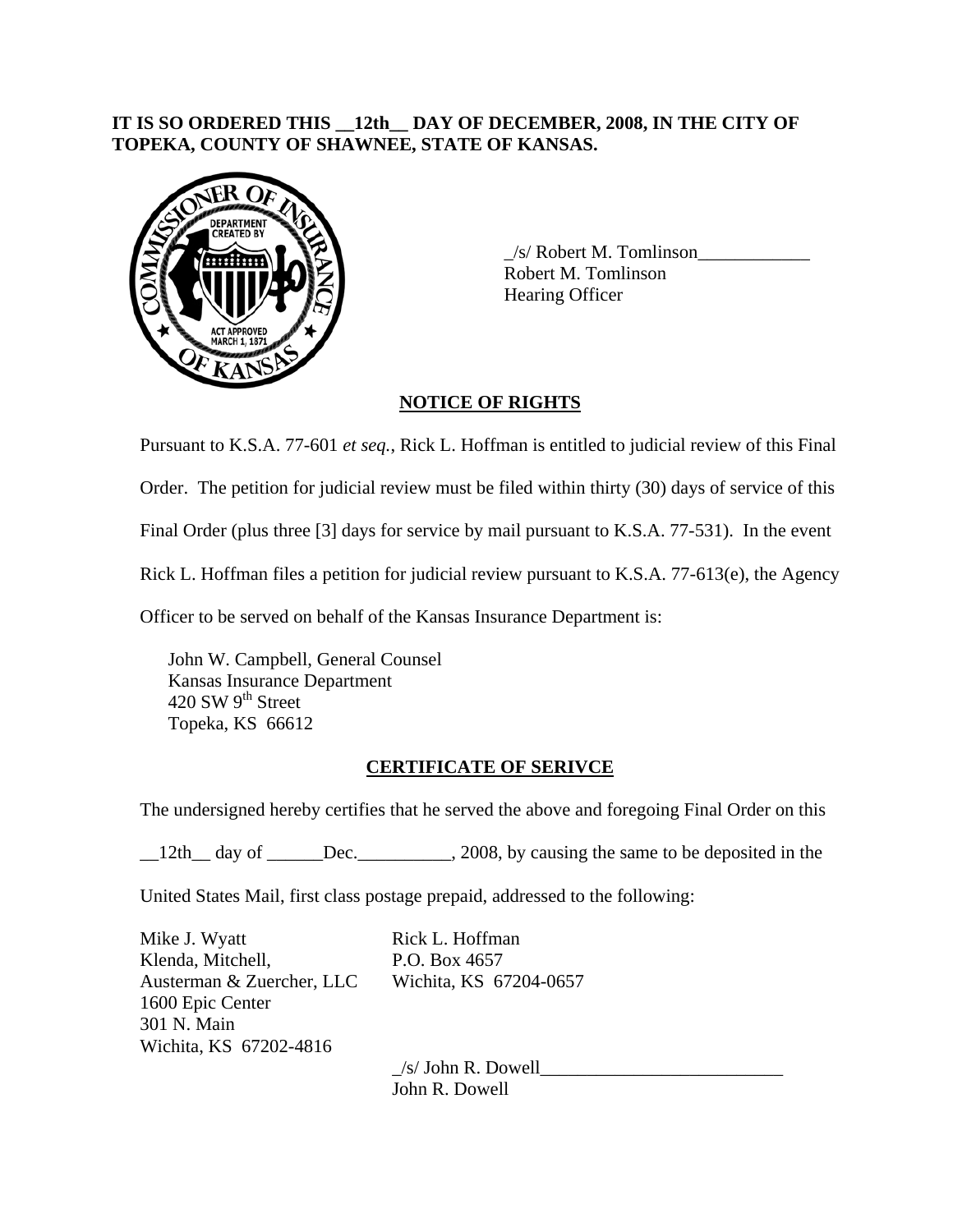**IT IS SO ORDERED THIS __12th__ DAY OF DECEMBER, 2008, IN THE CITY OF TOPEKA, COUNTY OF SHAWNEE, STATE OF KANSAS.**

_/s/ Robert M. Tomlinson____________
Robert M. Tomlinson
Hearing Officer

## NOTICE OF RIGHTS

Pursuant to K.S.A. 77-601 *et seq.*, Rick L. Hoffman is entitled to judicial review of this Final Order. The petition for judicial review must be filed within thirty (30) days of service of this Final Order (plus three [3] days for service by mail pursuant to K.S.A. 77-531). In the event Rick L. Hoffman files a petition for judicial review pursuant to K.S.A. 77-613(e), the Agency Officer to be served on behalf of the Kansas Insurance Department is:

John W. Campbell, General Counsel
Kansas Insurance Department
420 SW 9th Street
Topeka, KS 66612

## CERTIFICATE OF SERIVCE

The undersigned hereby certifies that he served the above and foregoing Final Order on this __12th__ day of ______Dec.__________, 2008, by causing the same to be deposited in the United States Mail, first class postage prepaid, addressed to the following:

Mike J. Wyatt
Klenda, Mitchell,
Austerman & Zuercher, LLC
1600 Epic Center
301 N. Main
Wichita, KS 67202-4816

Rick L. Hoffman
P.O. Box 4657
Wichita, KS 67204-0657

_/s/ John R. Dowell__________________________
John R. Dowell